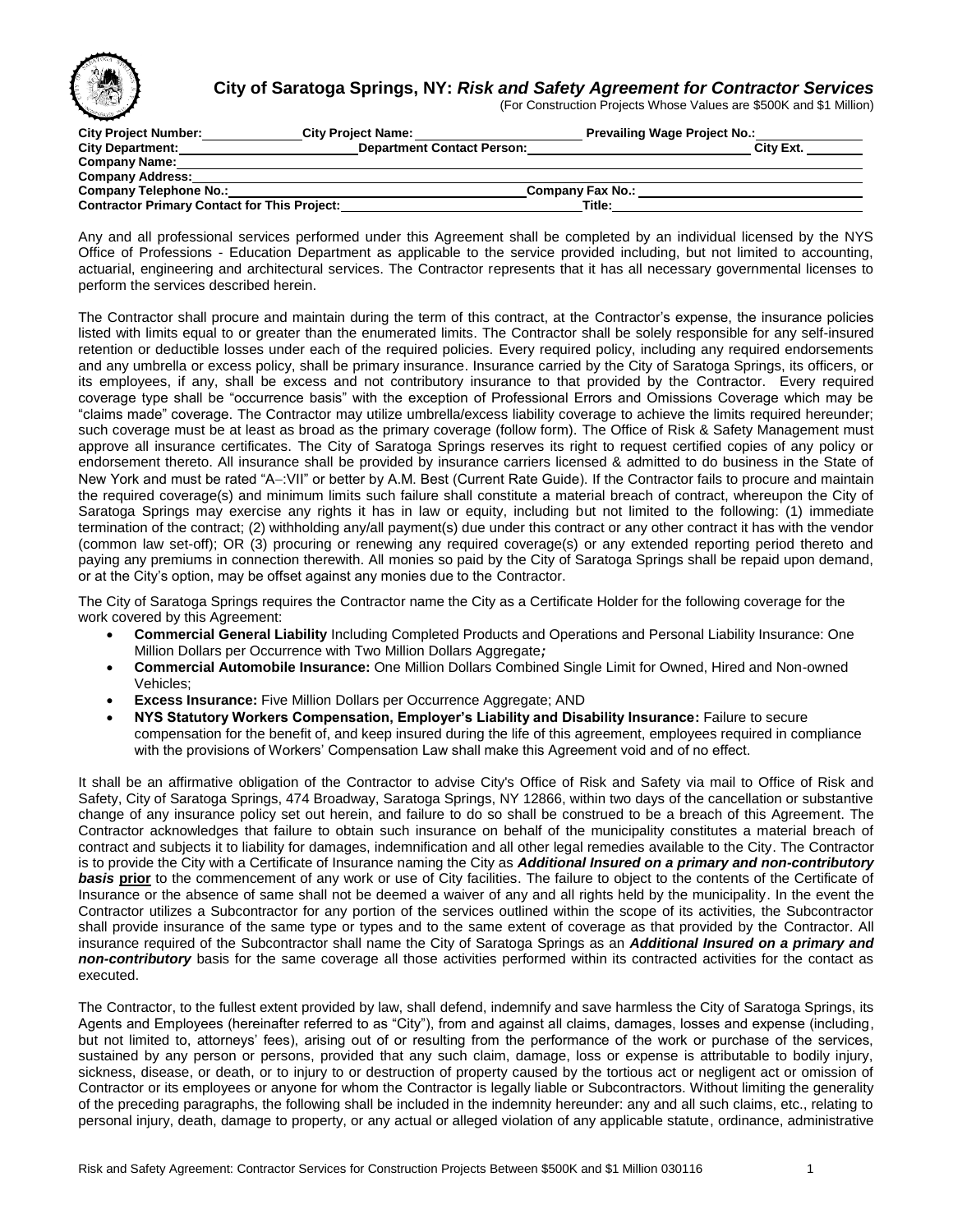# City of Saratoga Springs, NY: *Risk and Safety Agreement for Contractor Services*

(For Construction Projects Whose Values are $500K and $1 Million)

**City Project Number:** \_\_\_\_\_\_\_\_\_\_ **City Project Name:** \_\_\_\_\_\_\_\_\_\_ **Prevailing Wage Project No.:** \_\_\_\_\_\_\_\_\_\_
**City Department:** \_\_\_\_\_\_\_\_\_\_ **Department Contact Person:** \_\_\_\_\_\_\_\_\_\_ **City Ext.** \_\_\_\_\_\_\_\_\_\_
**Company Name:** \_\_\_\_\_\_\_\_\_\_
**Company Address:** \_\_\_\_\_\_\_\_\_\_
**Company Telephone No.:** \_\_\_\_\_\_\_\_\_\_ **Company Fax No.:** \_\_\_\_\_\_\_\_\_\_
**Contractor Primary Contact for This Project:** \_\_\_\_\_\_\_\_\_\_ **Title:** \_\_\_\_\_\_\_\_\_\_

Any and all professional services performed under this Agreement shall be completed by an individual licensed by the NYS Office of Professions - Education Department as applicable to the service provided including, but not limited to accounting, actuarial, engineering and architectural services. The Contractor represents that it has all necessary governmental licenses to perform the services described herein.

The Contractor shall procure and maintain during the term of this contract, at the Contractor's expense, the insurance policies listed with limits equal to or greater than the enumerated limits. The Contractor shall be solely responsible for any self-insured retention or deductible losses under each of the required policies. Every required policy, including any required endorsements and any umbrella or excess policy, shall be primary insurance. Insurance carried by the City of Saratoga Springs, its officers, or its employees, if any, shall be excess and not contributory insurance to that provided by the Contractor. Every required coverage type shall be "occurrence basis" with the exception of Professional Errors and Omissions Coverage which may be "claims made" coverage. The Contractor may utilize umbrella/excess liability coverage to achieve the limits required hereunder; such coverage must be at least as broad as the primary coverage (follow form). The Office of Risk & Safety Management must approve all insurance certificates. The City of Saratoga Springs reserves its right to request certified copies of any policy or endorsement thereto. All insurance shall be provided by insurance carriers licensed & admitted to do business in the State of New York and must be rated "A–:VII" or better by A.M. Best (Current Rate Guide). If the Contractor fails to procure and maintain the required coverage(s) and minimum limits such failure shall constitute a material breach of contract, whereupon the City of Saratoga Springs may exercise any rights it has in law or equity, including but not limited to the following: (1) immediate termination of the contract; (2) withholding any/all payment(s) due under this contract or any other contract it has with the vendor (common law set-off); OR (3) procuring or renewing any required coverage(s) or any extended reporting period thereto and paying any premiums in connection therewith. All monies so paid by the City of Saratoga Springs shall be repaid upon demand, or at the City's option, may be offset against any monies due to the Contractor.

The City of Saratoga Springs requires the Contractor name the City as a Certificate Holder for the following coverage for the work covered by this Agreement:

- **Commercial General Liability** Including Completed Products and Operations and Personal Liability Insurance: One Million Dollars per Occurrence with Two Million Dollars Aggregate***;***
- **Commercial Automobile Insurance:** One Million Dollars Combined Single Limit for Owned, Hired and Non-owned Vehicles;
- **Excess Insurance:** Five Million Dollars per Occurrence Aggregate; AND
- **NYS Statutory Workers Compensation, Employer's Liability and Disability Insurance:** Failure to secure compensation for the benefit of, and keep insured during the life of this agreement, employees required in compliance with the provisions of Workers' Compensation Law shall make this Agreement void and of no effect.

It shall be an affirmative obligation of the Contractor to advise City's Office of Risk and Safety via mail to Office of Risk and Safety, City of Saratoga Springs, 474 Broadway, Saratoga Springs, NY 12866, within two days of the cancellation or substantive change of any insurance policy set out herein, and failure to do so shall be construed to be a breach of this Agreement. The Contractor acknowledges that failure to obtain such insurance on behalf of the municipality constitutes a material breach of contract and subjects it to liability for damages, indemnification and all other legal remedies available to the City. The Contractor is to provide the City with a Certificate of Insurance naming the City as ***Additional Insured on a primary and non-contributory basis*** **prior** to the commencement of any work or use of City facilities. The failure to object to the contents of the Certificate of Insurance or the absence of same shall not be deemed a waiver of any and all rights held by the municipality. In the event the Contractor utilizes a Subcontractor for any portion of the services outlined within the scope of its activities, the Subcontractor shall provide insurance of the same type or types and to the same extent of coverage as that provided by the Contractor. All insurance required of the Subcontractor shall name the City of Saratoga Springs as an ***Additional Insured on a primary and non-contributory*** basis for the same coverage all those activities performed within its contracted activities for the contact as executed.

The Contractor, to the fullest extent provided by law, shall defend, indemnify and save harmless the City of Saratoga Springs, its Agents and Employees (hereinafter referred to as "City"), from and against all claims, damages, losses and expense (including, but not limited to, attorneys' fees), arising out of or resulting from the performance of the work or purchase of the services, sustained by any person or persons, provided that any such claim, damage, loss or expense is attributable to bodily injury, sickness, disease, or death, or to injury to or destruction of property caused by the tortious act or negligent act or omission of Contractor or its employees or anyone for whom the Contractor is legally liable or Subcontractors. Without limiting the generality of the preceding paragraphs, the following shall be included in the indemnity hereunder: any and all such claims, etc., relating to personal injury, death, damage to property, or any actual or alleged violation of any applicable statute, ordinance, administrative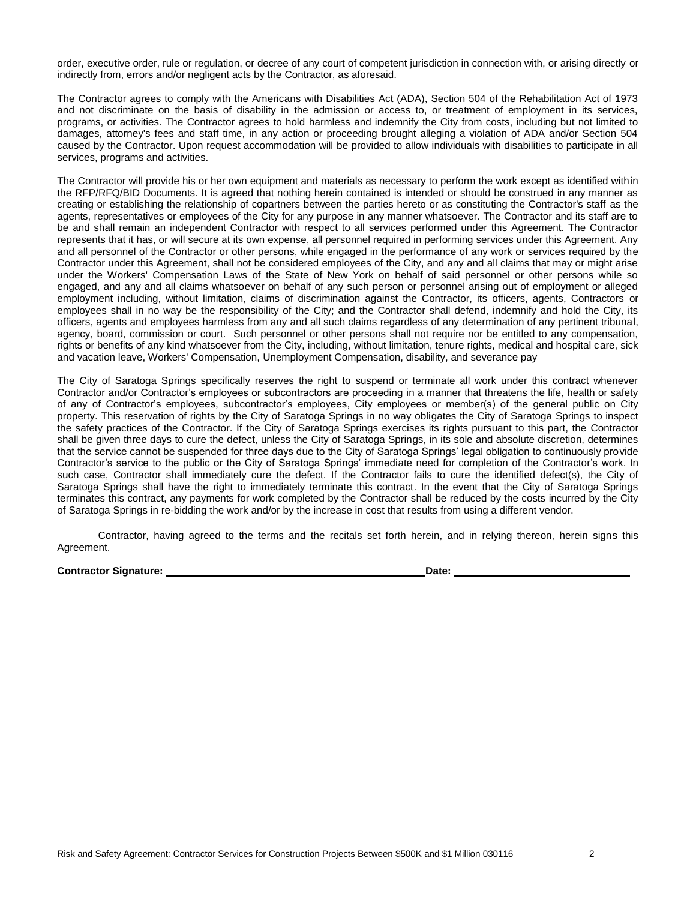order, executive order, rule or regulation, or decree of any court of competent jurisdiction in connection with, or arising directly or indirectly from, errors and/or negligent acts by the Contractor, as aforesaid.

The Contractor agrees to comply with the Americans with Disabilities Act (ADA), Section 504 of the Rehabilitation Act of 1973 and not discriminate on the basis of disability in the admission or access to, or treatment of employment in its services, programs, or activities. The Contractor agrees to hold harmless and indemnify the City from costs, including but not limited to damages, attorney's fees and staff time, in any action or proceeding brought alleging a violation of ADA and/or Section 504 caused by the Contractor. Upon request accommodation will be provided to allow individuals with disabilities to participate in all services, programs and activities.

The Contractor will provide his or her own equipment and materials as necessary to perform the work except as identified within the RFP/RFQ/BID Documents. It is agreed that nothing herein contained is intended or should be construed in any manner as creating or establishing the relationship of copartners between the parties hereto or as constituting the Contractor's staff as the agents, representatives or employees of the City for any purpose in any manner whatsoever. The Contractor and its staff are to be and shall remain an independent Contractor with respect to all services performed under this Agreement. The Contractor represents that it has, or will secure at its own expense, all personnel required in performing services under this Agreement. Any and all personnel of the Contractor or other persons, while engaged in the performance of any work or services required by the Contractor under this Agreement, shall not be considered employees of the City, and any and all claims that may or might arise under the Workers' Compensation Laws of the State of New York on behalf of said personnel or other persons while so engaged, and any and all claims whatsoever on behalf of any such person or personnel arising out of employment or alleged employment including, without limitation, claims of discrimination against the Contractor, its officers, agents, Contractors or employees shall in no way be the responsibility of the City; and the Contractor shall defend, indemnify and hold the City, its officers, agents and employees harmless from any and all such claims regardless of any determination of any pertinent tribunal, agency, board, commission or court. Such personnel or other persons shall not require nor be entitled to any compensation, rights or benefits of any kind whatsoever from the City, including, without limitation, tenure rights, medical and hospital care, sick and vacation leave, Workers' Compensation, Unemployment Compensation, disability, and severance pay

The City of Saratoga Springs specifically reserves the right to suspend or terminate all work under this contract whenever Contractor and/or Contractor's employees or subcontractors are proceeding in a manner that threatens the life, health or safety of any of Contractor's employees, subcontractor's employees, City employees or member(s) of the general public on City property. This reservation of rights by the City of Saratoga Springs in no way obligates the City of Saratoga Springs to inspect the safety practices of the Contractor. If the City of Saratoga Springs exercises its rights pursuant to this part, the Contractor shall be given three days to cure the defect, unless the City of Saratoga Springs, in its sole and absolute discretion, determines that the service cannot be suspended for three days due to the City of Saratoga Springs' legal obligation to continuously provide Contractor's service to the public or the City of Saratoga Springs' immediate need for completion of the Contractor's work. In such case, Contractor shall immediately cure the defect. If the Contractor fails to cure the identified defect(s), the City of Saratoga Springs shall have the right to immediately terminate this contract. In the event that the City of Saratoga Springs terminates this contract, any payments for work completed by the Contractor shall be reduced by the costs incurred by the City of Saratoga Springs in re-bidding the work and/or by the increase in cost that results from using a different vendor.

Contractor, having agreed to the terms and the recitals set forth herein, and in relying thereon, herein signs this Agreement.

**Contractor Signature:** \_\_\_\_\_\_\_\_\_\_\_\_\_\_\_\_\_\_\_\_\_\_\_\_\_\_\_\_\_\_\_\_\_\_\_\_\_\_\_\_ **Date:** \_\_\_\_\_\_\_\_\_\_\_\_\_\_\_\_\_\_\_\_\_\_\_\_\_\_\_\_

Risk and Safety Agreement: Contractor Services for Construction Projects Between $500K and $1 Million 030116